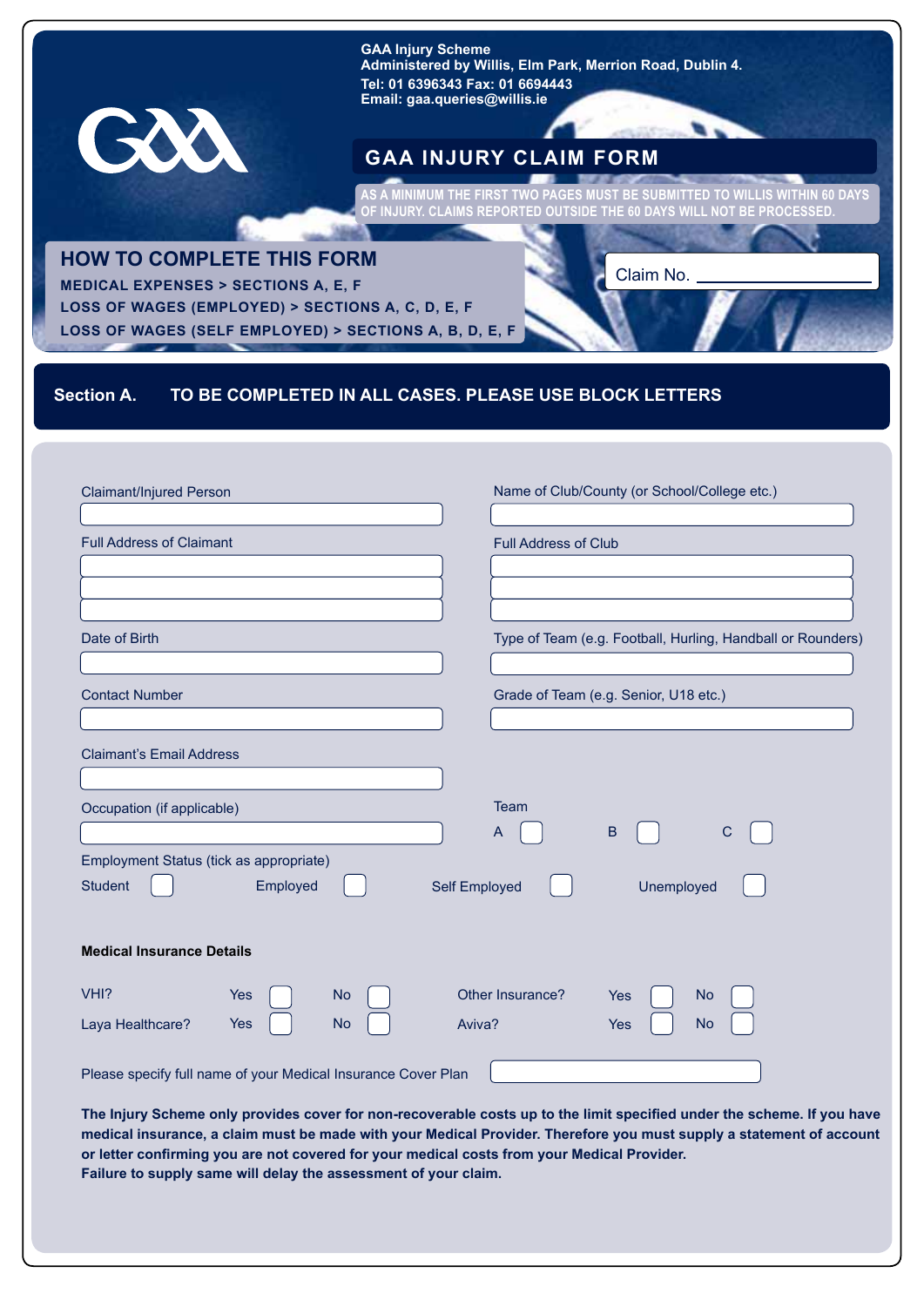GAA Injury Scheme
Administered by Willis, Elm Park, Merrion Road, Dublin 4.
Tel: 01 6396343 Fax: 01 6694443
Email: gaa.queries@willis.ie

# GAA INJURY CLAIM FORM

**AS A MINIMUM THE FIRST TWO PAGES MUST BE SUBMITTED TO WILLIS WITHIN 60 DAYS OF INJURY. CLAIMS REPORTED OUTSIDE THE 60 DAYS WILL NOT BE PROCESSED.**

Claim No. ____________________

## HOW TO COMPLETE THIS FORM

**MEDICAL EXPENSES > SECTIONS A, E, F**
**LOSS OF WAGES (EMPLOYED) > SECTIONS A, C, D, E, F**
**LOSS OF WAGES (SELF EMPLOYED) > SECTIONS A, B, D, E, F**

## Section A. TO BE COMPLETED IN ALL CASES. PLEASE USE BLOCK LETTERS

Claimant/Injured Person

Full Address of Claimant

Date of Birth

Contact Number

Claimant's Email Address

Occupation (if applicable)

Name of Club/County (or School/College etc.)

Full Address of Club

Type of Team (e.g. Football, Hurling, Handball or Rounders)

Grade of Team (e.g. Senior, U18 etc.)

Team A ☐ B ☐ C ☐

Employment Status (tick as appropriate)

Student ☐ Employed ☐ Self Employed ☐ Unemployed ☐

**Medical Insurance Details**

| | | | | | | | | |
|---|---|---|---|---|---|---|---|---|
| VHI? | Yes | ☐ | No | ☐ | Other Insurance? | Yes ☐ | No | ☐ |
| Laya Healthcare? | Yes | ☐ | No | ☐ | Aviva? | Yes ☐ | No | ☐ |

Please specify full name of your Medical Insurance Cover Plan

**The Injury Scheme only provides cover for non-recoverable costs up to the limit specified under the scheme. If you have medical insurance, a claim must be made with your Medical Provider. Therefore you must supply a statement of account or letter confirming you are not covered for your medical costs from your Medical Provider.**
**Failure to supply same will delay the assessment of your claim.**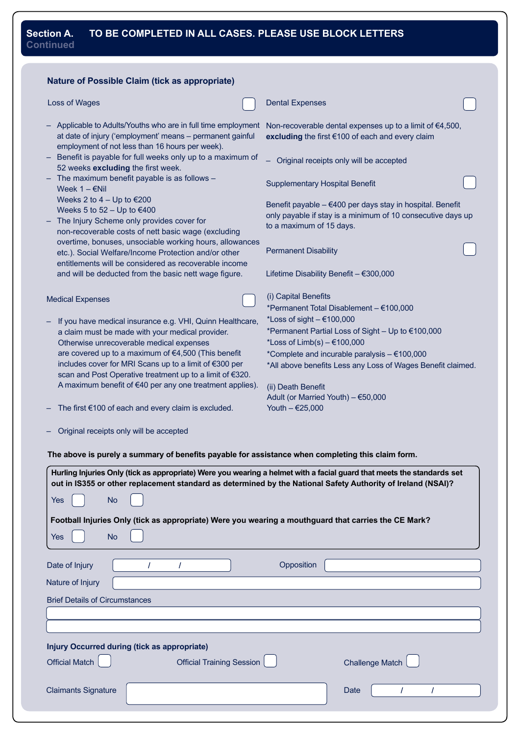## Section A. TO BE COMPLETED IN ALL CASES. PLEASE USE BLOCK LETTERS
Continued

### Nature of Possible Claim (tick as appropriate)

**Loss of Wages** ☐

- Applicable to Adults/Youths who are in full time employment at date of injury ('employment' means – permanent gainful employment of not less than 16 hours per week).
- Benefit is payable for full weeks only up to a maximum of 52 weeks **excluding** the first week.
- The maximum benefit payable is as follows –
  Week 1 – €Nil
  Weeks 2 to 4 – Up to €200
  Weeks 5 to 52 – Up to €400
- The Injury Scheme only provides cover for non-recoverable costs of nett basic wage (excluding overtime, bonuses, unsociable working hours, allowances etc.). Social Welfare/Income Protection and/or other entitlements will be considered as recoverable income and will be deducted from the basic nett wage figure.

**Medical Expenses** ☐

- If you have medical insurance e.g. VHI, Quinn Healthcare, a claim must be made with your medical provider. Otherwise unrecoverable medical expenses are covered up to a maximum of €4,500 (This benefit includes cover for MRI Scans up to a limit of €300 per scan and Post Operative treatment up to a limit of €320. A maximum benefit of €40 per any one treatment applies).
- The first €100 of each and every claim is excluded.
- Original receipts only will be accepted

**Dental Expenses** ☐

Non-recoverable dental expenses up to a limit of €4,500, **excluding** the first €100 of each and every claim

- Original receipts only will be accepted

**Supplementary Hospital Benefit** ☐

Benefit payable – €400 per days stay in hospital. Benefit only payable if stay is a minimum of 10 consecutive days up to a maximum of 15 days.

**Permanent Disability** ☐

Lifetime Disability Benefit – €300,000

(i) Capital Benefits
*Permanent Total Disablement – €100,000
*Loss of sight – €100,000
*Permanent Partial Loss of Sight – Up to €100,000
*Loss of Limb(s) – €100,000
*Complete and incurable paralysis – €100,000
*All above benefits Less any Loss of Wages Benefit claimed.

(ii) Death Benefit
Adult (or Married Youth) – €50,000
Youth – €25,000

**The above is purely a summary of benefits payable for assistance when completing this claim form.**

**Hurling Injuries Only (tick as appropriate) Were you wearing a helmet with a facial guard that meets the standards set out in IS355 or other replacement standard as determined by the National Safety Authority of Ireland (NSAI)?**

Yes ☐ No ☐

**Football Injuries Only (tick as appropriate) Were you wearing a mouthguard that carries the CE Mark?**

Yes ☐ No ☐

Date of Injury ____ / ____ / ____ Opposition ____________

Nature of Injury ____________

Brief Details of Circumstances

____________

____________

**Injury Occurred during (tick as appropriate)**

Official Match ☐ Official Training Session ☐ Challenge Match ☐

Claimants Signature ____________ Date ____ / ____ / ____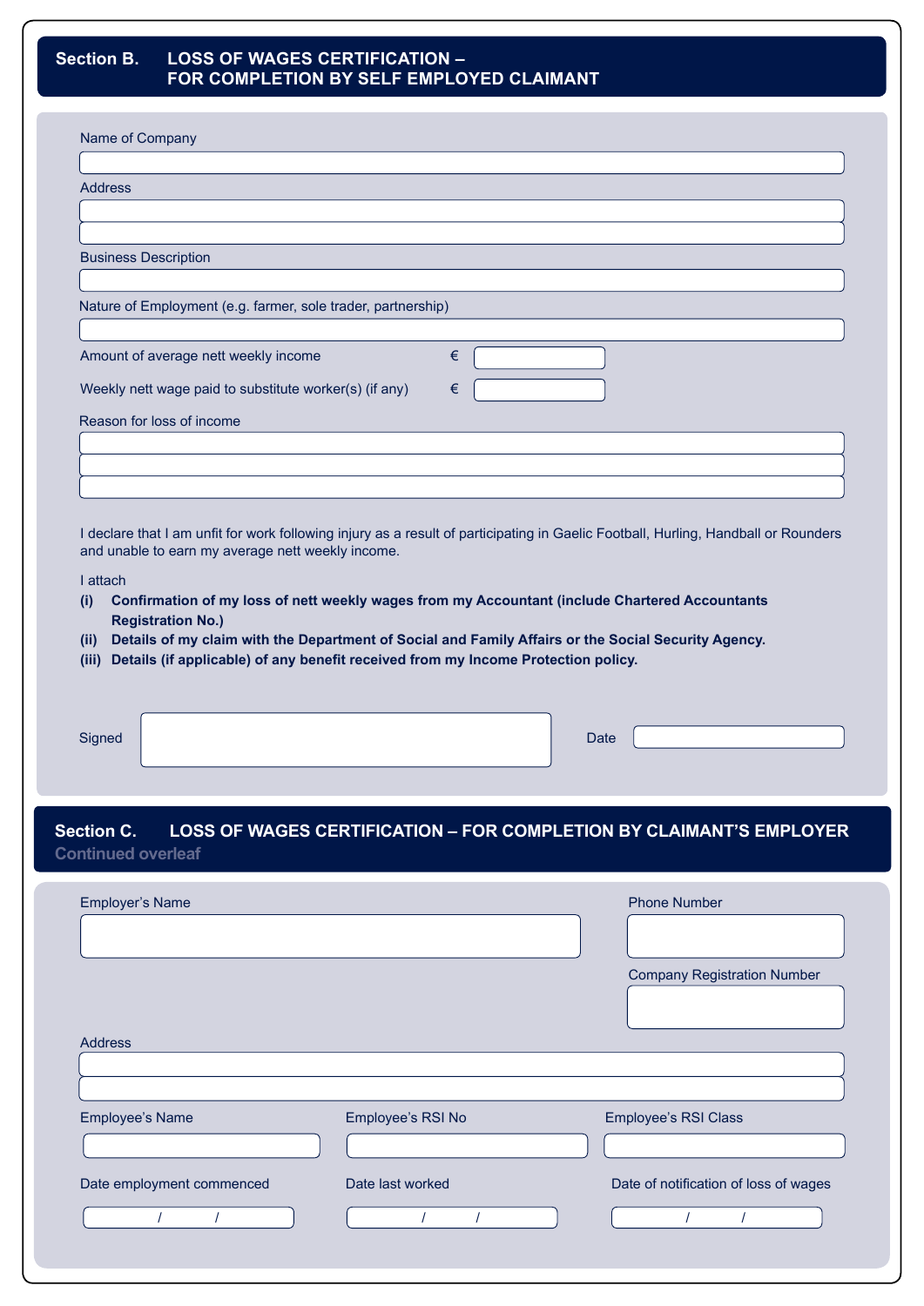## Section B. LOSS OF WAGES CERTIFICATION – FOR COMPLETION BY SELF EMPLOYED CLAIMANT

Name of Company

Address

Business Description

Nature of Employment (e.g. farmer, sole trader, partnership)

Amount of average nett weekly income €

Weekly nett wage paid to substitute worker(s) (if any) €

Reason for loss of income

I declare that I am unfit for work following injury as a result of participating in Gaelic Football, Hurling, Handball or Rounders and unable to earn my average nett weekly income.

I attach

**(i) Confirmation of my loss of nett weekly wages from my Accountant (include Chartered Accountants Registration No.)**

**(ii) Details of my claim with the Department of Social and Family Affairs or the Social Security Agency.**

**(iii) Details (if applicable) of any benefit received from my Income Protection policy.**

Signed

Date

## Section C. LOSS OF WAGES CERTIFICATION – FOR COMPLETION BY CLAIMANT'S EMPLOYER

Continued overleaf

Employer's Name

Phone Number

Company Registration Number

Address

Employee's Name

Employee's RSI No

Employee's RSI Class

Date employment commenced / /

Date last worked / /

Date of notification of loss of wages / /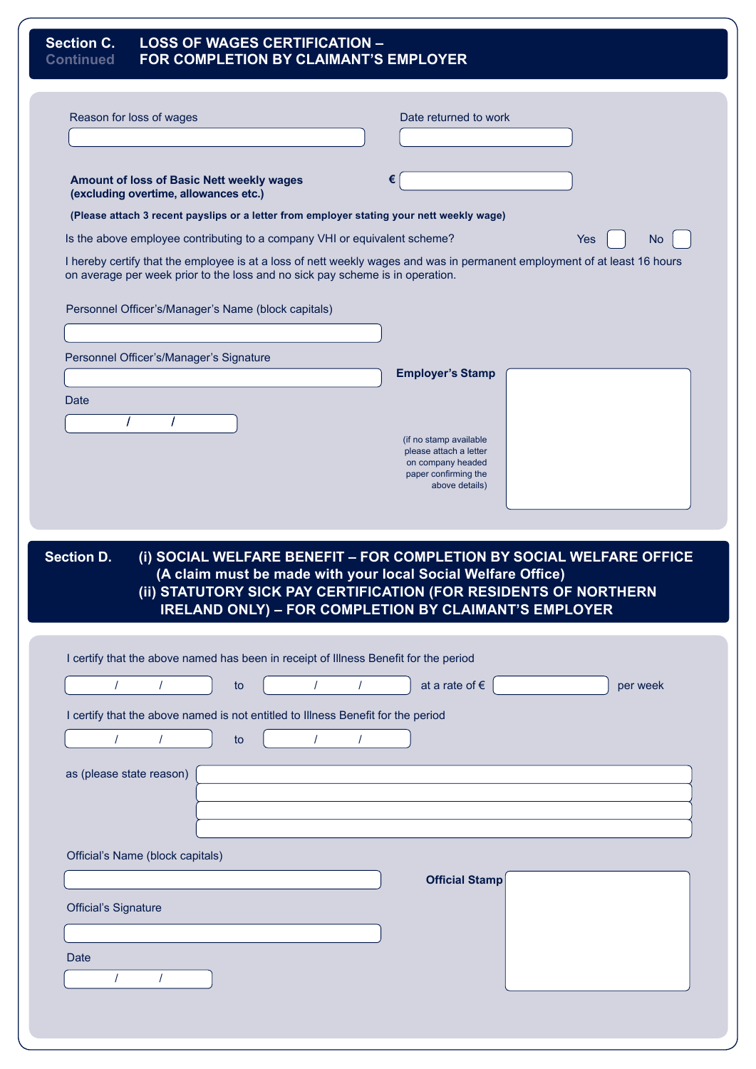## Section C. Continued — LOSS OF WAGES CERTIFICATION – FOR COMPLETION BY CLAIMANT'S EMPLOYER

Reason for loss of wages

Date returned to work

**Amount of loss of Basic Nett weekly wages (excluding overtime, allowances etc.)** €

**(Please attach 3 recent payslips or a letter from employer stating your nett weekly wage)**

Is the above employee contributing to a company VHI or equivalent scheme? Yes ☐ No ☐

I hereby certify that the employee is at a loss of nett weekly wages and was in permanent employment of at least 16 hours on average per week prior to the loss and no sick pay scheme is in operation.

Personnel Officer's/Manager's Name (block capitals)

Personnel Officer's/Manager's Signature

Date

/ /

**Employer's Stamp**

(if no stamp available please attach a letter on company headed paper confirming the above details)

## Section D. (i) SOCIAL WELFARE BENEFIT – FOR COMPLETION BY SOCIAL WELFARE OFFICE (A claim must be made with your local Social Welfare Office) (ii) STATUTORY SICK PAY CERTIFICATION (FOR RESIDENTS OF NORTHERN IRELAND ONLY) – FOR COMPLETION BY CLAIMANT'S EMPLOYER

I certify that the above named has been in receipt of Illness Benefit for the period

/ / to / / at a rate of € per week

I certify that the above named is not entitled to Illness Benefit for the period

/ / to / /

as (please state reason)

Official's Name (block capitals)

Official's Signature

Date

/ /

**Official Stamp**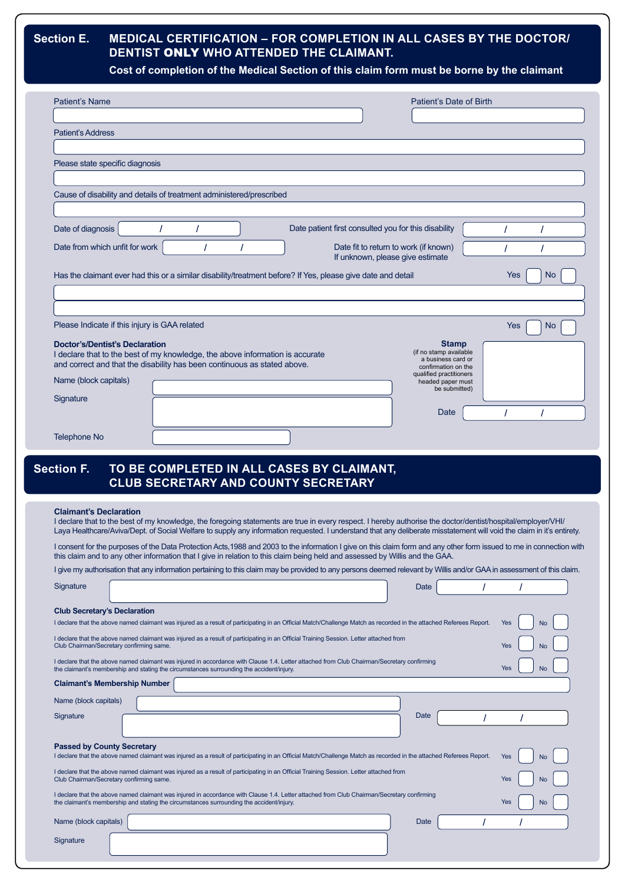## Section E. MEDICAL CERTIFICATION – FOR COMPLETION IN ALL CASES BY THE DOCTOR/ DENTIST **ONLY** WHO ATTENDED THE CLAIMANT.

**Cost of completion of the Medical Section of this claim form must be borne by the claimant**

Patient's Name

Patient's Date of Birth

Patient's Address

Please state specific diagnosis

Cause of disability and details of treatment administered/prescribed

Date of diagnosis / /

Date patient first consulted you for this disability / /

Date from which unfit for work / /

Date fit to return to work (if known) / /
If unknown, please give estimate

Has the claimant ever had this or a similar disability/treatment before? If Yes, please give date and detail Yes ☐ No ☐

Please Indicate if this injury is GAA related Yes ☐ No ☐

**Doctor's/Dentist's Declaration**
I declare that to the best of my knowledge, the above information is accurate and correct and that the disability has been continuous as stated above.

Name (block capitals)

Signature

Telephone No

**Stamp**
(if no stamp available a business card or confirmation on the qualified practitioners headed paper must be submitted)

Date / /

## Section F. TO BE COMPLETED IN ALL CASES BY CLAIMANT, CLUB SECRETARY AND COUNTY SECRETARY

**Claimant's Declaration**
I declare that to the best of my knowledge, the foregoing statements are true in every respect. I hereby authorise the doctor/dentist/hospital/employer/VHI/ Laya Healthcare/Aviva/Dept. of Social Welfare to supply any information requested. I understand that any deliberate misstatement will void the claim in it's entirety.

I consent for the purposes of the Data Protection Acts,1988 and 2003 to the information I give on this claim form and any other form issued to me in connection with this claim and to any other information that I give in relation to this claim being held and assessed by Willis and the GAA.

I give my authorisation that any information pertaining to this claim may be provided to any persons deemed relevant by Willis and/or GAA in assessment of this claim.

Signature

Date / /

**Club Secretary's Declaration**

I declare that the above named claimant was injured as a result of participating in an Official Match/Challenge Match as recorded in the attached Referees Report. Yes ☐ No ☐

I declare that the above named claimant was injured as a result of participating in an Official Training Session. Letter attached from Club Chairman/Secretary confirming same. Yes ☐ No ☐

I declare that the above named claimant was injured in accordance with Clause 1.4. Letter attached from Club Chairman/Secretary confirming the claimant's membership and stating the circumstances surrounding the accident/injury. Yes ☐ No ☐

**Claimant's Membership Number**

Name (block capitals)

Signature

Date / /

**Passed by County Secretary**

I declare that the above named claimant was injured as a result of participating in an Official Match/Challenge Match as recorded in the attached Referees Report. Yes ☐ No ☐

I declare that the above named claimant was injured as a result of participating in an Official Training Session. Letter attached from Club Chairman/Secretary confirming same. Yes ☐ No ☐

I declare that the above named claimant was injured in accordance with Clause 1.4. Letter attached from Club Chairman/Secretary confirming the claimant's membership and stating the circumstances surrounding the accident/injury. Yes ☐ No ☐

Name (block capitals)

Date / /

Signature